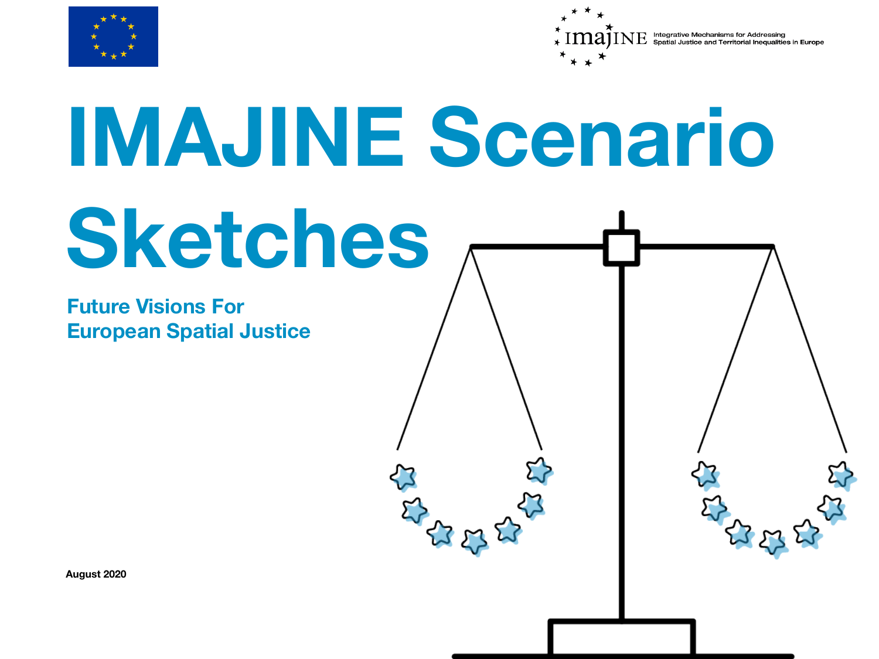IMAJINE Integrative Mechanisms for Addressing Spatial Justice and Territorial Inequalities in Europe

# IMAJINE Scenario Sketches

## Future Visions For European Spatial Justice

**August 2020**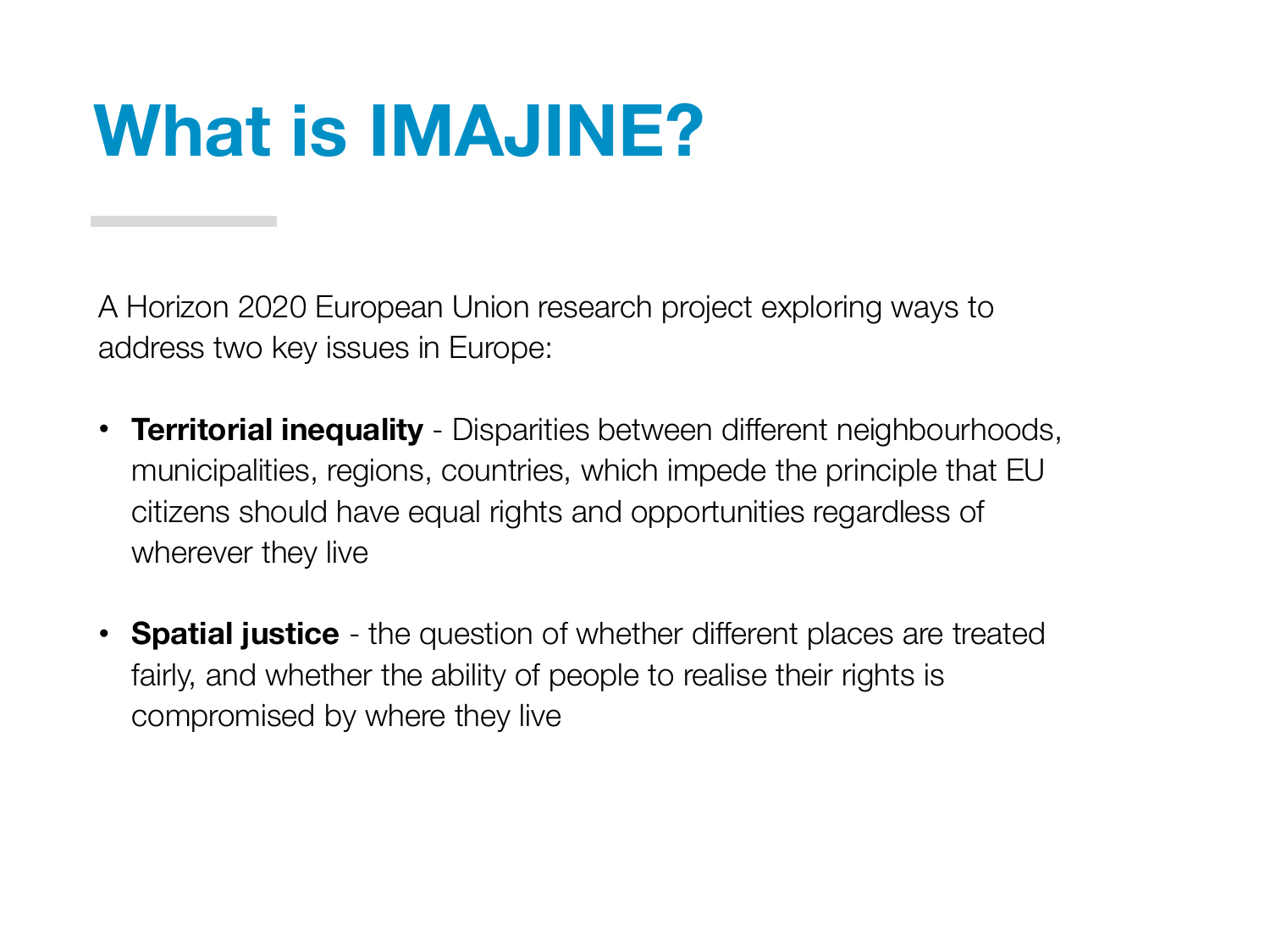# What is IMAJINE?

A Horizon 2020 European Union research project exploring ways to address two key issues in Europe:

- **Territorial inequality** - Disparities between different neighbourhoods, municipalities, regions, countries, which impede the principle that EU citizens should have equal rights and opportunities regardless of wherever they live

- **Spatial justice** - the question of whether different places are treated fairly, and whether the ability of people to realise their rights is compromised by where they live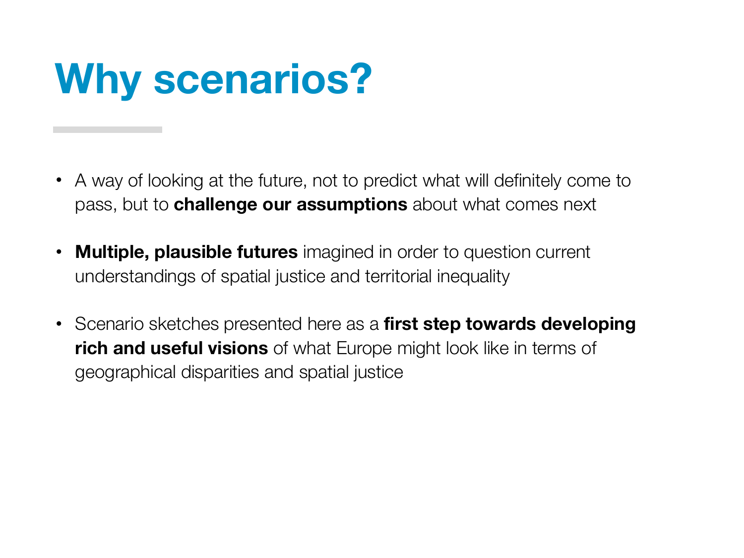# Why scenarios?

- A way of looking at the future, not to predict what will definitely come to pass, but to **challenge our assumptions** about what comes next

- **Multiple, plausible futures** imagined in order to question current understandings of spatial justice and territorial inequality

- Scenario sketches presented here as a **first step towards developing rich and useful visions** of what Europe might look like in terms of geographical disparities and spatial justice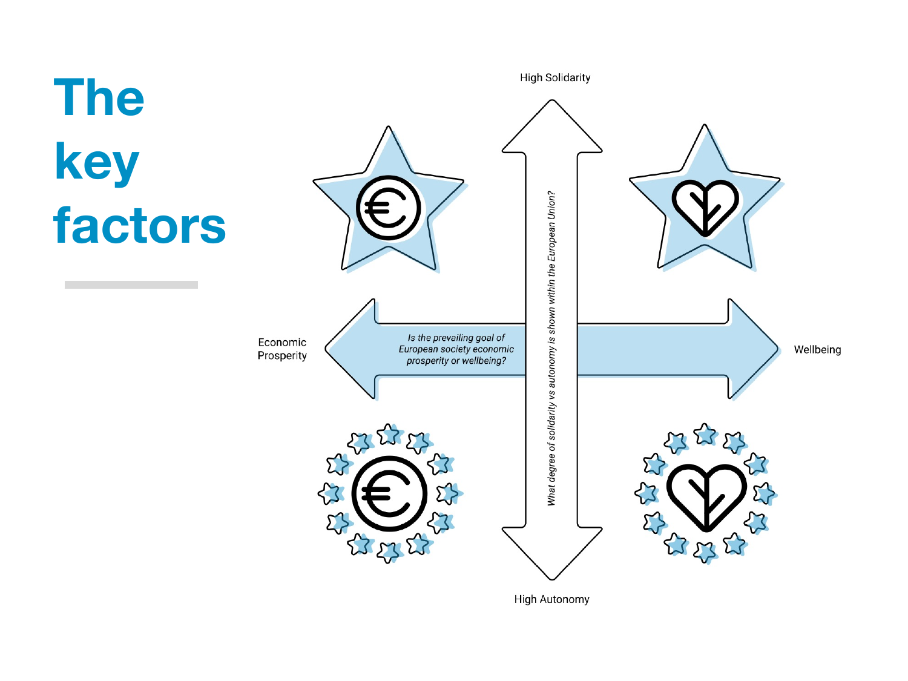# The key factors

High Solidarity

*What degree of solidarity vs autonomy is shown within the European Union?*

High Autonomy

Economic Prosperity

*Is the prevailing goal of European society economic prosperity or wellbeing?*

Wellbeing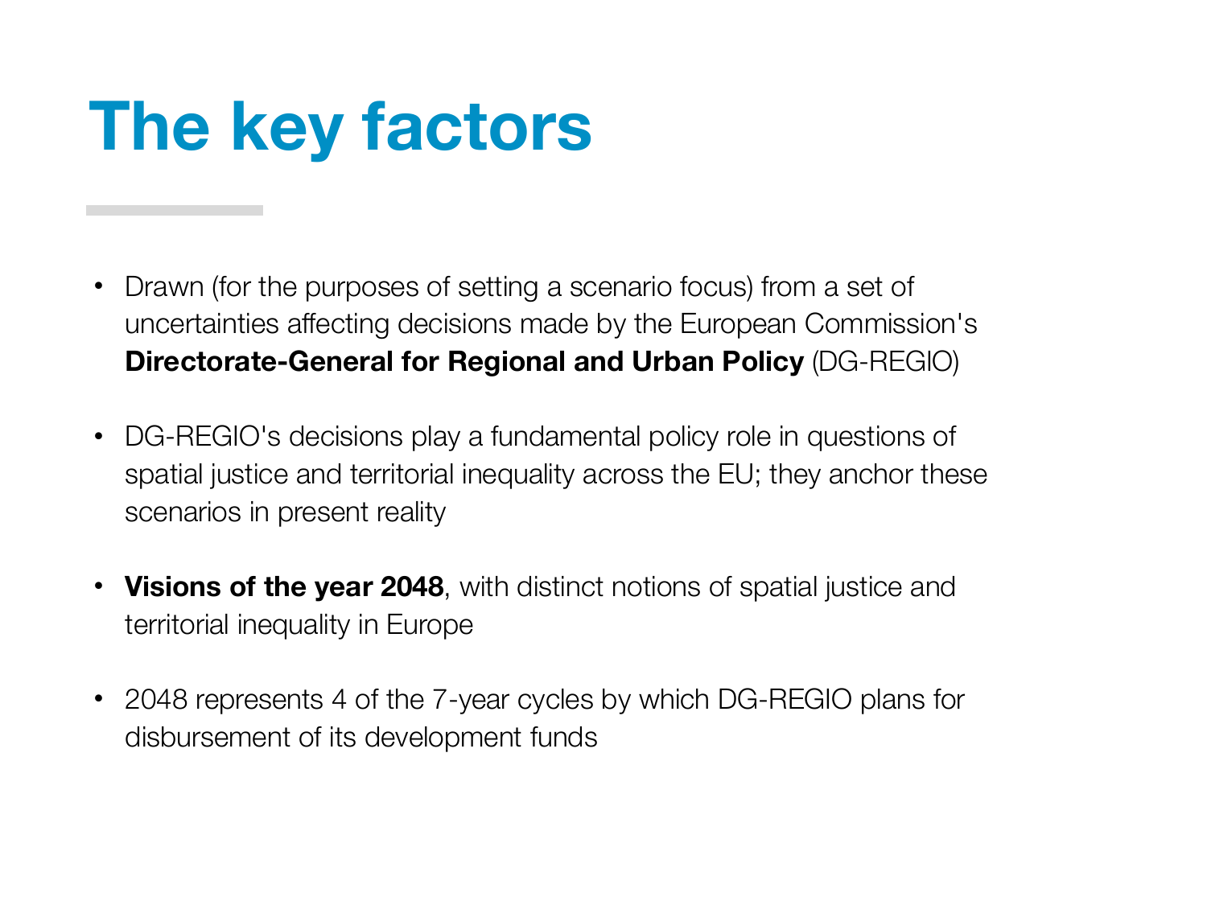# The key factors

- Drawn (for the purposes of setting a scenario focus) from a set of uncertainties affecting decisions made by the European Commission's **Directorate-General for Regional and Urban Policy** (DG-REGIO)

- DG-REGIO's decisions play a fundamental policy role in questions of spatial justice and territorial inequality across the EU; they anchor these scenarios in present reality

- **Visions of the year 2048**, with distinct notions of spatial justice and territorial inequality in Europe

- 2048 represents 4 of the 7-year cycles by which DG-REGIO plans for disbursement of its development funds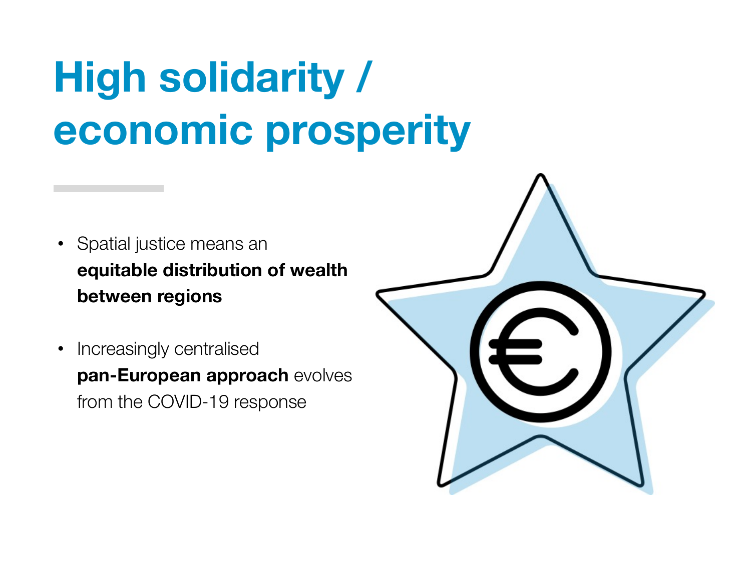# High solidarity / economic prosperity

- Spatial justice means an **equitable distribution of wealth between regions**
- Increasingly centralised **pan-European approach** evolves from the COVID-19 response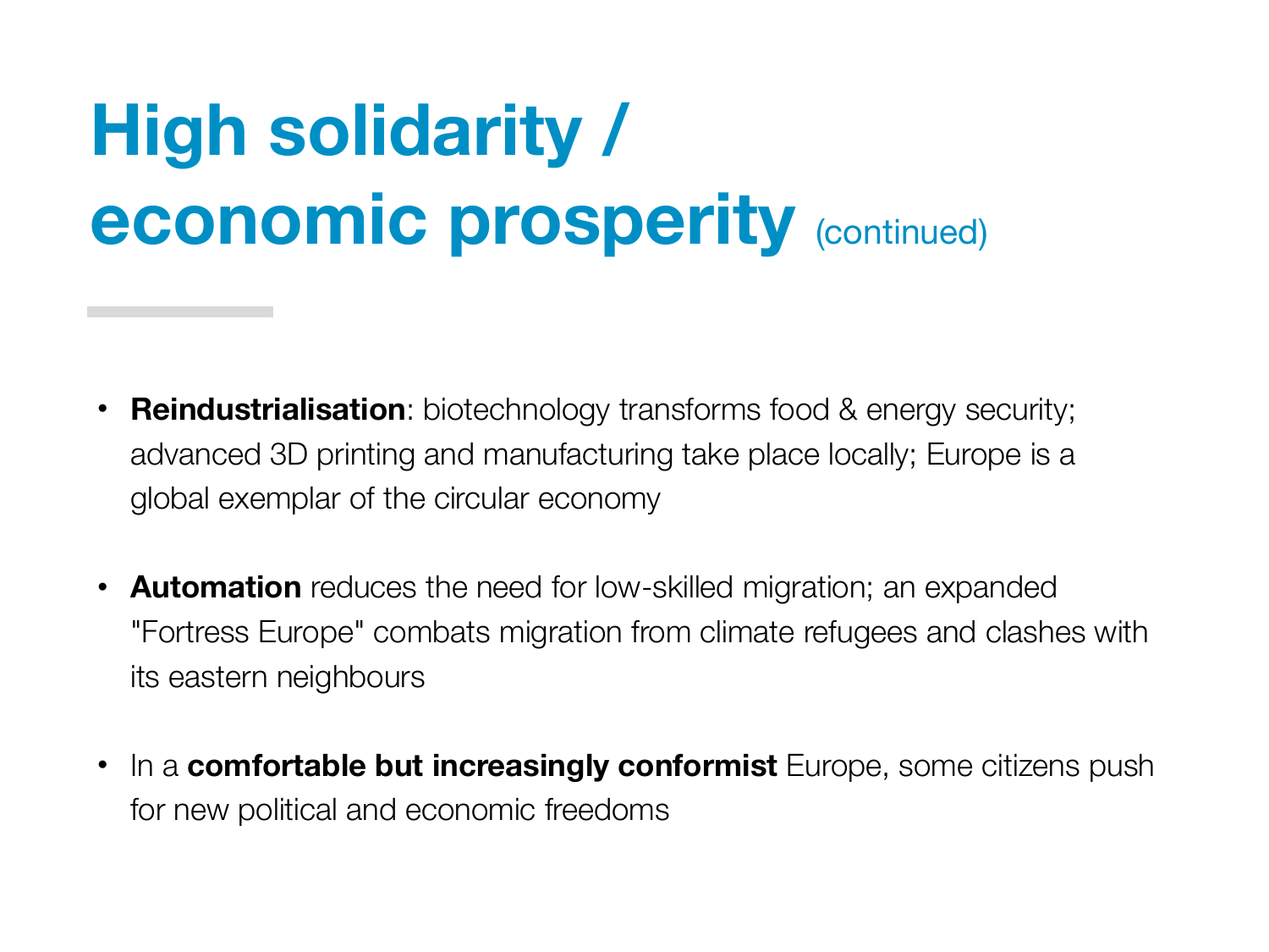# High solidarity / economic prosperity (continued)

- **Reindustrialisation**: biotechnology transforms food & energy security; advanced 3D printing and manufacturing take place locally; Europe is a global exemplar of the circular economy

- **Automation** reduces the need for low-skilled migration; an expanded "Fortress Europe" combats migration from climate refugees and clashes with its eastern neighbours

- In a **comfortable but increasingly conformist** Europe, some citizens push for new political and economic freedoms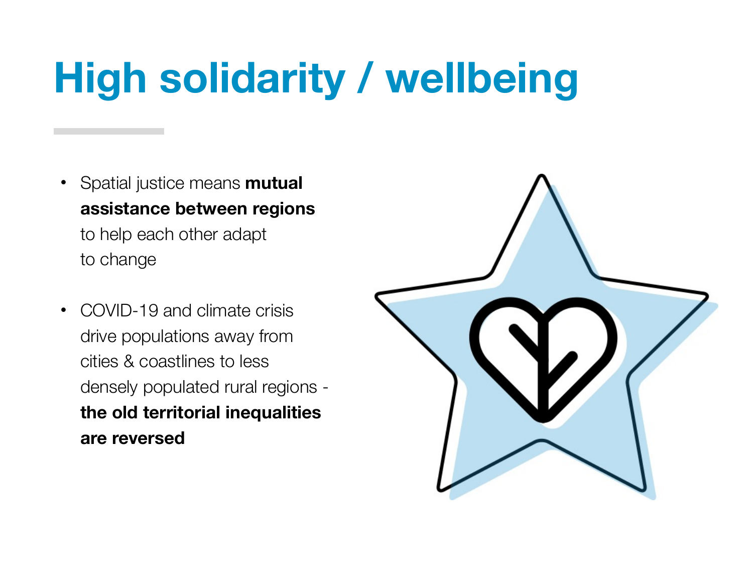# High solidarity / wellbeing

- Spatial justice means **mutual assistance between regions** to help each other adapt to change
- COVID-19 and climate crisis drive populations away from cities & coastlines to less densely populated rural regions - **the old territorial inequalities are reversed**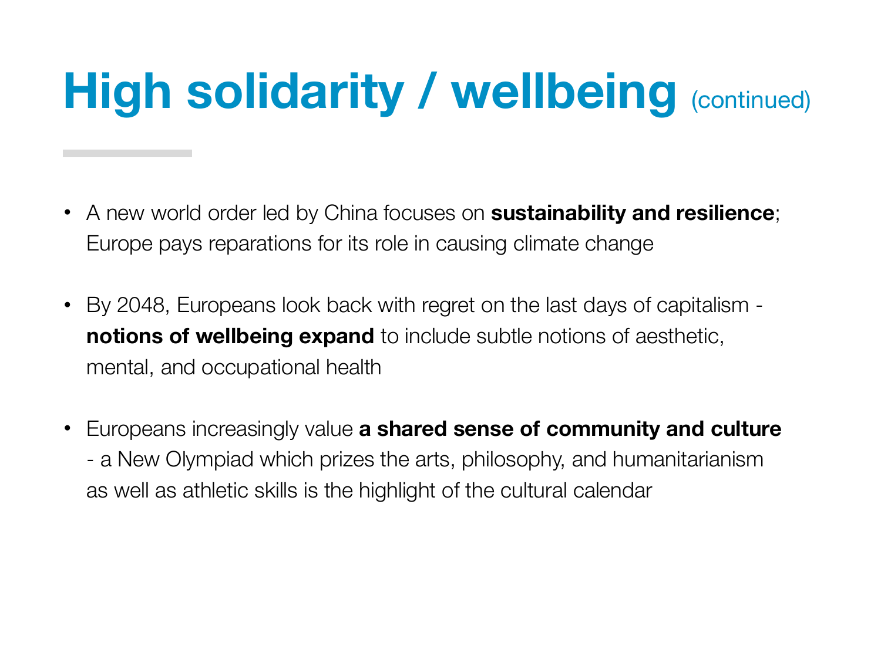# High solidarity / wellbeing (continued)

- A new world order led by China focuses on **sustainability and resilience**; Europe pays reparations for its role in causing climate change
- By 2048, Europeans look back with regret on the last days of capitalism - **notions of wellbeing expand** to include subtle notions of aesthetic, mental, and occupational health
- Europeans increasingly value **a shared sense of community and culture** - a New Olympiad which prizes the arts, philosophy, and humanitarianism as well as athletic skills is the highlight of the cultural calendar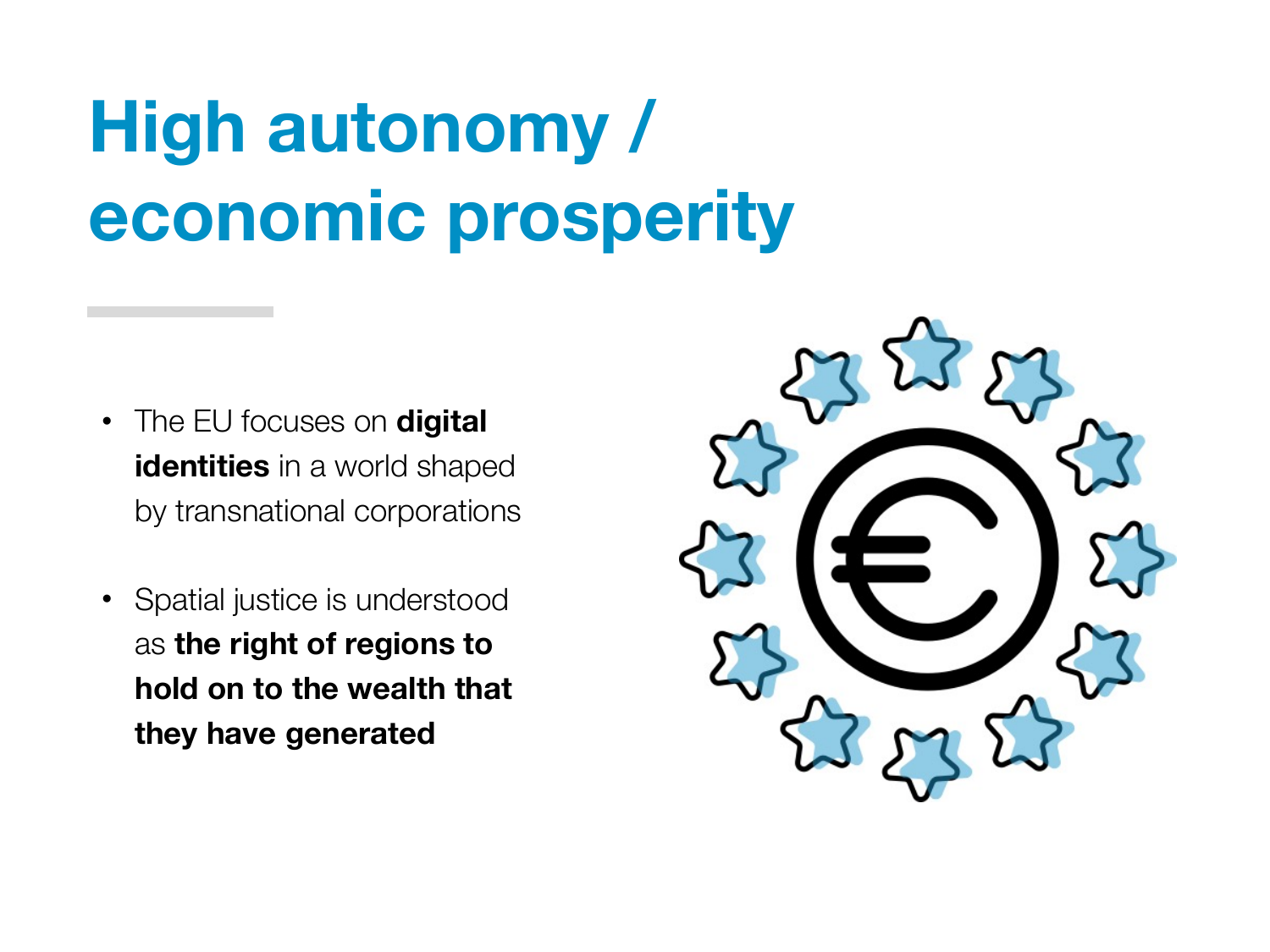# High autonomy / economic prosperity

- The EU focuses on **digital identities** in a world shaped by transnational corporations
- Spatial justice is understood as **the right of regions to hold on to the wealth that they have generated**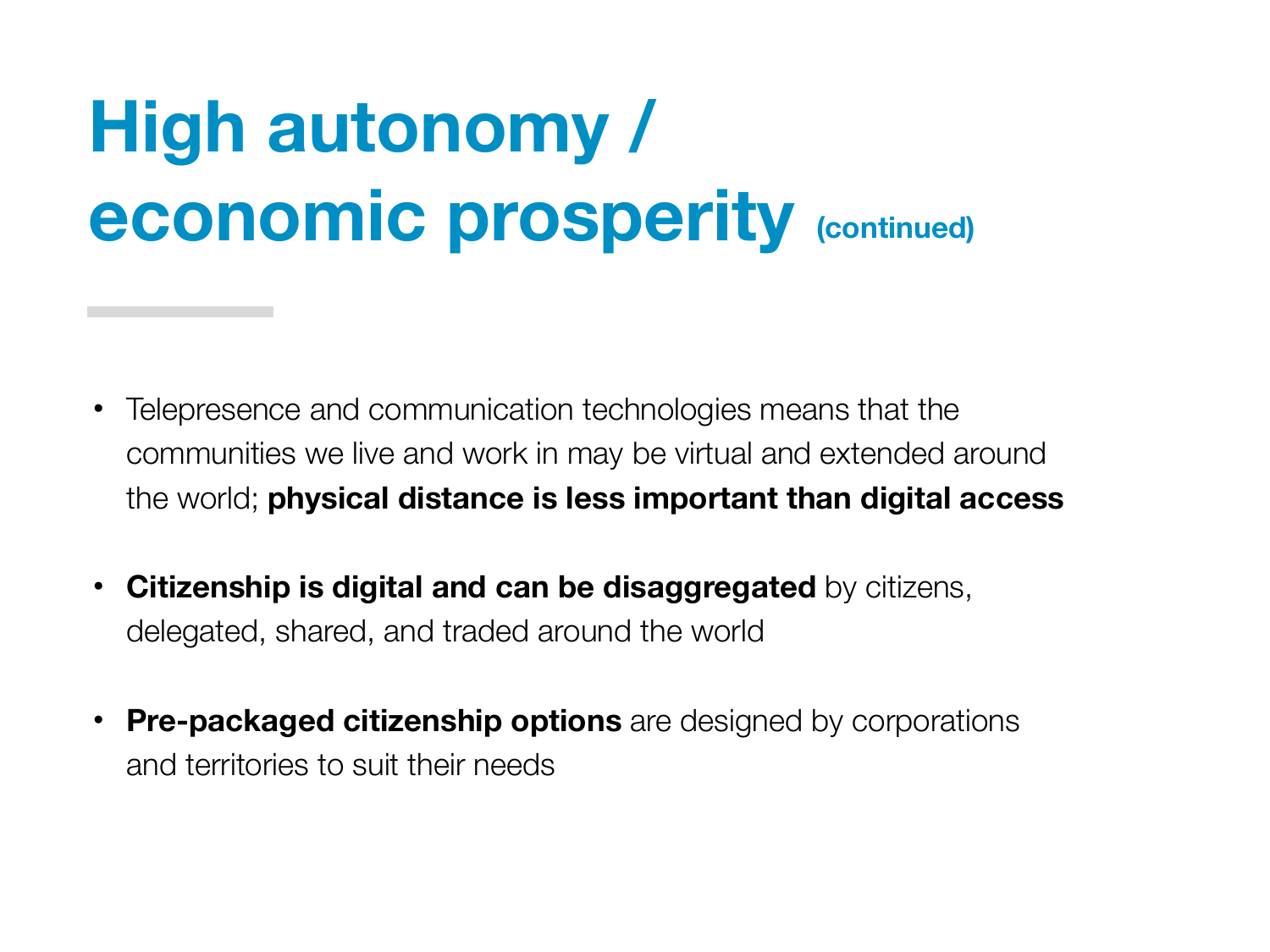# High autonomy / economic prosperity (continued)

- Telepresence and communication technologies means that the communities we live and work in may be virtual and extended around the world; **physical distance is less important than digital access**

- **Citizenship is digital and can be disaggregated** by citizens, delegated, shared, and traded around the world

- **Pre-packaged citizenship options** are designed by corporations and territories to suit their needs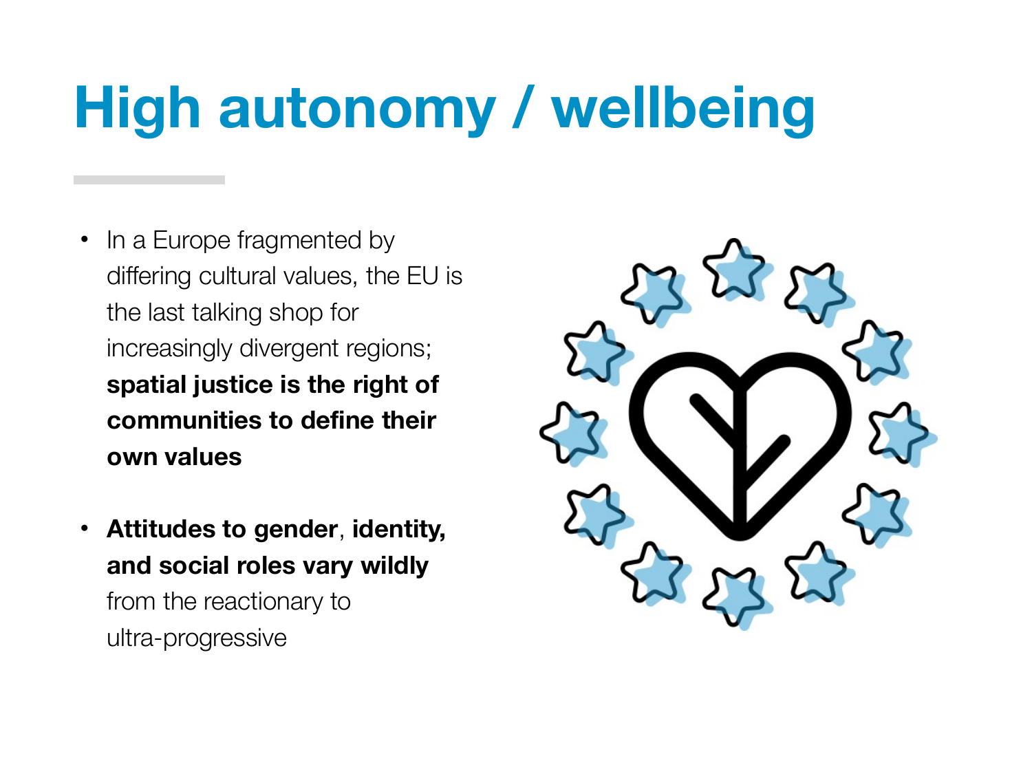# High autonomy / wellbeing

- In a Europe fragmented by differing cultural values, the EU is the last talking shop for increasingly divergent regions; **spatial justice is the right of communities to define their own values**

- **Attitudes to gender**, **identity, and social roles vary wildly** from the reactionary to ultra-progressive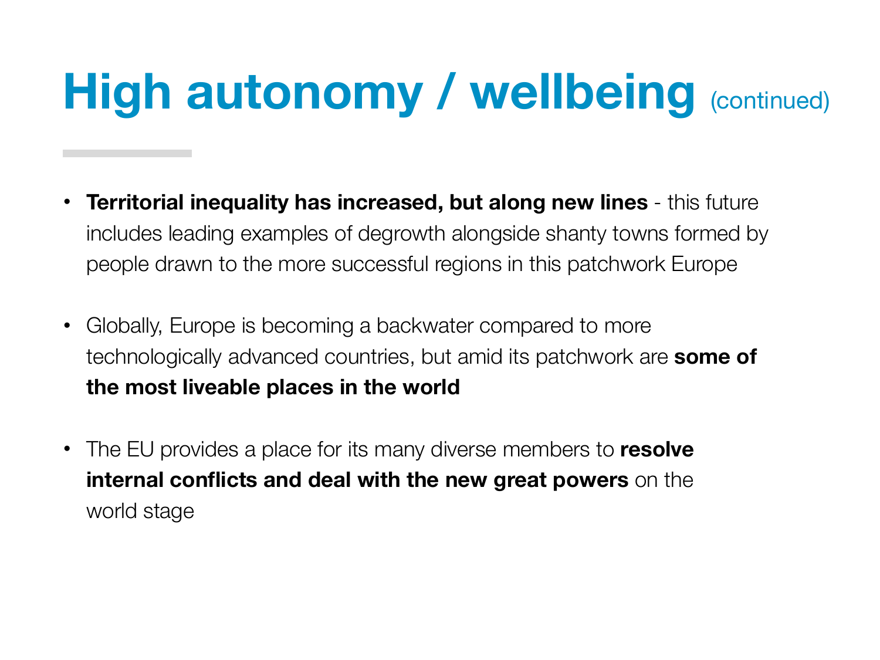# High autonomy / wellbeing (continued)

- **Territorial inequality has increased, but along new lines** - this future includes leading examples of degrowth alongside shanty towns formed by people drawn to the more successful regions in this patchwork Europe

- Globally, Europe is becoming a backwater compared to more technologically advanced countries, but amid its patchwork are **some of the most liveable places in the world**

- The EU provides a place for its many diverse members to **resolve internal conflicts and deal with the new great powers** on the world stage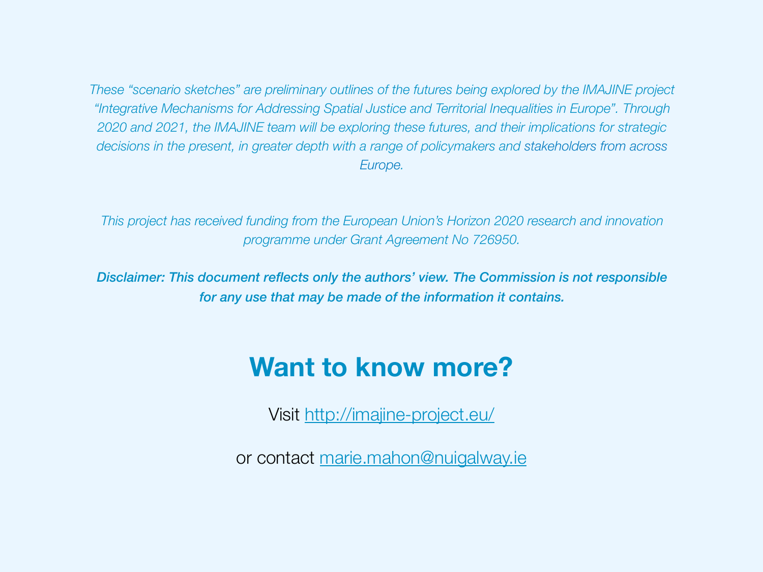*These "scenario sketches" are preliminary outlines of the futures being explored by the IMAJINE project "Integrative Mechanisms for Addressing Spatial Justice and Territorial Inequalities in Europe". Through 2020 and 2021, the IMAJINE team will be exploring these futures, and their implications for strategic decisions in the present, in greater depth with a range of policymakers and stakeholders from across Europe.*

*This project has received funding from the European Union's Horizon 2020 research and innovation programme under Grant Agreement No 726950.*

***Disclaimer: This document reflects only the authors' view. The Commission is not responsible for any use that may be made of the information it contains.***

## Want to know more?

Visit [http://imajine-project.eu/](http://imajine-project.eu/)

or contact [marie.mahon@nuigalway.ie](mailto:marie.mahon@nuigalway.ie)